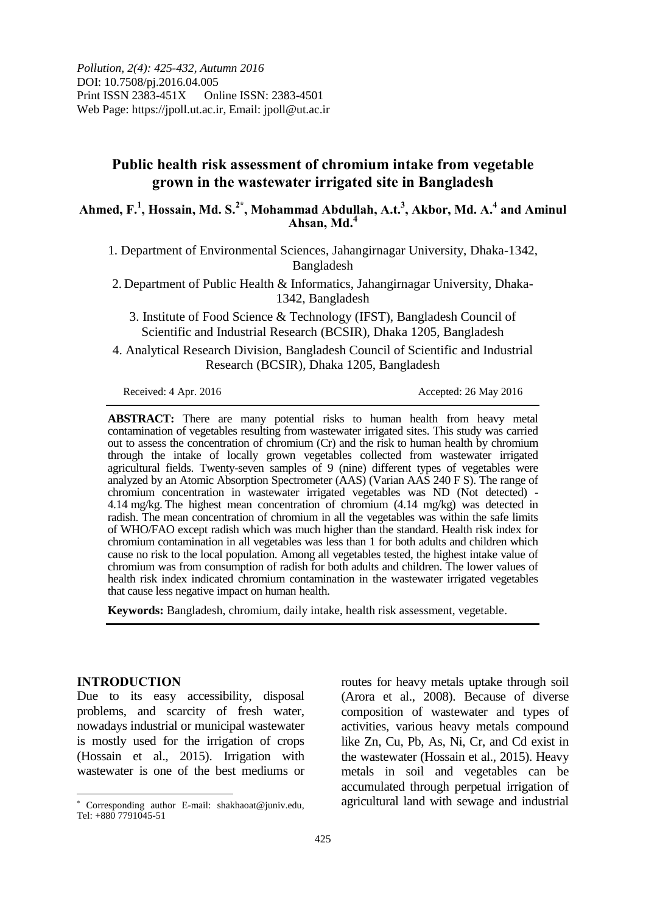*Pollution, 2(4): 425-432, Autumn 2016*
DOI: 10.7508/pj.2016.04.005
Print ISSN 2383-451X Online ISSN: 2383-4501
Web Page: https://jpoll.ut.ac.ir, Email: jpoll@ut.ac.ir

# Public health risk assessment of chromium intake from vegetable grown in the wastewater irrigated site in Bangladesh

**Ahmed, F.[1], Hossain, Md. S.[2*], Mohammad Abdullah, A.t.[3], Akbor, Md. A.[4] and Aminul Ahsan, Md.[4]**

1. Department of Environmental Sciences, Jahangirnagar University, Dhaka-1342, Bangladesh
2. Department of Public Health & Informatics, Jahangirnagar University, Dhaka-1342, Bangladesh
3. Institute of Food Science & Technology (IFST), Bangladesh Council of Scientific and Industrial Research (BCSIR), Dhaka 1205, Bangladesh
4. Analytical Research Division, Bangladesh Council of Scientific and Industrial Research (BCSIR), Dhaka 1205, Bangladesh

Received: 4 Apr. 2016 Accepted: 26 May 2016

**ABSTRACT:** There are many potential risks to human health from heavy metal contamination of vegetables resulting from wastewater irrigated sites. This study was carried out to assess the concentration of chromium (Cr) and the risk to human health by chromium through the intake of locally grown vegetables collected from wastewater irrigated agricultural fields. Twenty-seven samples of 9 (nine) different types of vegetables were analyzed by an Atomic Absorption Spectrometer (AAS) (Varian AAS 240 F S). The range of chromium concentration in wastewater irrigated vegetables was ND (Not detected) - 4.14 mg/kg. The highest mean concentration of chromium (4.14 mg/kg) was detected in radish. The mean concentration of chromium in all the vegetables was within the safe limits of WHO/FAO except radish which was much higher than the standard. Health risk index for chromium contamination in all vegetables was less than 1 for both adults and children which cause no risk to the local population. Among all vegetables tested, the highest intake value of chromium was from consumption of radish for both adults and children. The lower values of health risk index indicated chromium contamination in the wastewater irrigated vegetables that cause less negative impact on human health.

**Keywords:** Bangladesh, chromium, daily intake, health risk assessment, vegetable.

## INTRODUCTION

Due to its easy accessibility, disposal problems, and scarcity of fresh water, nowadays industrial or municipal wastewater is mostly used for the irrigation of crops (Hossain et al., 2015). Irrigation with wastewater is one of the best mediums or routes for heavy metals uptake through soil (Arora et al., 2008). Because of diverse composition of wastewater and types of activities, various heavy metals compound like Zn, Cu, Pb, As, Ni, Cr, and Cd exist in the wastewater (Hossain et al., 2015). Heavy metals in soil and vegetables can be accumulated through perpetual irrigation of agricultural land with sewage and industrial

* Corresponding author E-mail: shakhaoat@juniv.edu, Tel: +880 7791045-51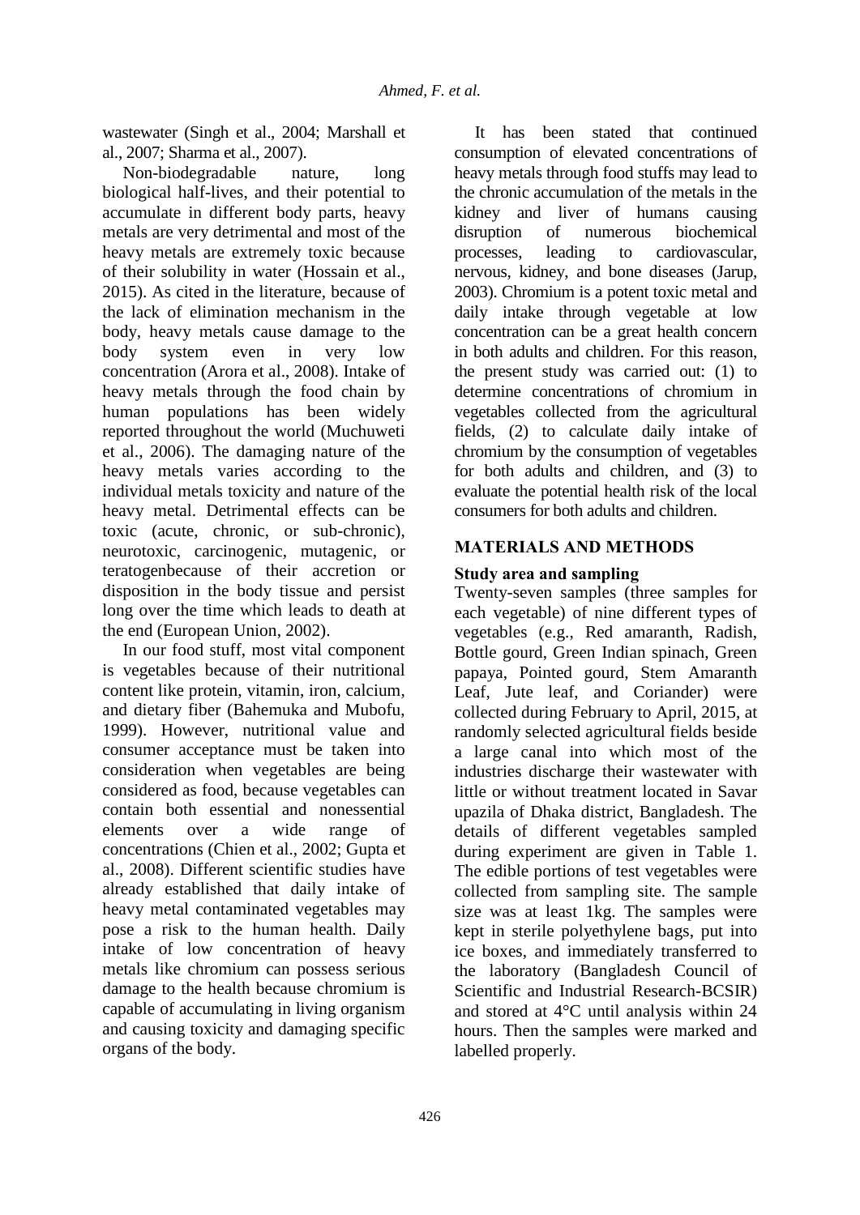wastewater (Singh et al., 2004; Marshall et al., 2007; Sharma et al., 2007).

Non-biodegradable nature, long biological half-lives, and their potential to accumulate in different body parts, heavy metals are very detrimental and most of the heavy metals are extremely toxic because of their solubility in water (Hossain et al., 2015). As cited in the literature, because of the lack of elimination mechanism in the body, heavy metals cause damage to the body system even in very low concentration (Arora et al., 2008). Intake of heavy metals through the food chain by human populations has been widely reported throughout the world (Muchuweti et al., 2006). The damaging nature of the heavy metals varies according to the individual metals toxicity and nature of the heavy metal. Detrimental effects can be toxic (acute, chronic, or sub-chronic), neurotoxic, carcinogenic, mutagenic, or teratogenbecause of their accretion or disposition in the body tissue and persist long over the time which leads to death at the end (European Union, 2002).

In our food stuff, most vital component is vegetables because of their nutritional content like protein, vitamin, iron, calcium, and dietary fiber (Bahemuka and Mubofu, 1999). However, nutritional value and consumer acceptance must be taken into consideration when vegetables are being considered as food, because vegetables can contain both essential and nonessential elements over a wide range of concentrations (Chien et al., 2002; Gupta et al., 2008). Different scientific studies have already established that daily intake of heavy metal contaminated vegetables may pose a risk to the human health. Daily intake of low concentration of heavy metals like chromium can possess serious damage to the health because chromium is capable of accumulating in living organism and causing toxicity and damaging specific organs of the body.

It has been stated that continued consumption of elevated concentrations of heavy metals through food stuffs may lead to the chronic accumulation of the metals in the kidney and liver of humans causing disruption of numerous biochemical processes, leading to cardiovascular, nervous, kidney, and bone diseases (Jarup, 2003). Chromium is a potent toxic metal and daily intake through vegetable at low concentration can be a great health concern in both adults and children. For this reason, the present study was carried out: (1) to determine concentrations of chromium in vegetables collected from the agricultural fields, (2) to calculate daily intake of chromium by the consumption of vegetables for both adults and children, and (3) to evaluate the potential health risk of the local consumers for both adults and children.

## MATERIALS AND METHODS

### Study area and sampling

Twenty-seven samples (three samples for each vegetable) of nine different types of vegetables (e.g., Red amaranth, Radish, Bottle gourd, Green Indian spinach, Green papaya, Pointed gourd, Stem Amaranth Leaf, Jute leaf, and Coriander) were collected during February to April, 2015, at randomly selected agricultural fields beside a large canal into which most of the industries discharge their wastewater with little or without treatment located in Savar upazila of Dhaka district, Bangladesh. The details of different vegetables sampled during experiment are given in Table 1. The edible portions of test vegetables were collected from sampling site. The sample size was at least 1kg. The samples were kept in sterile polyethylene bags, put into ice boxes, and immediately transferred to the laboratory (Bangladesh Council of Scientific and Industrial Research-BCSIR) and stored at 4°C until analysis within 24 hours. Then the samples were marked and labelled properly.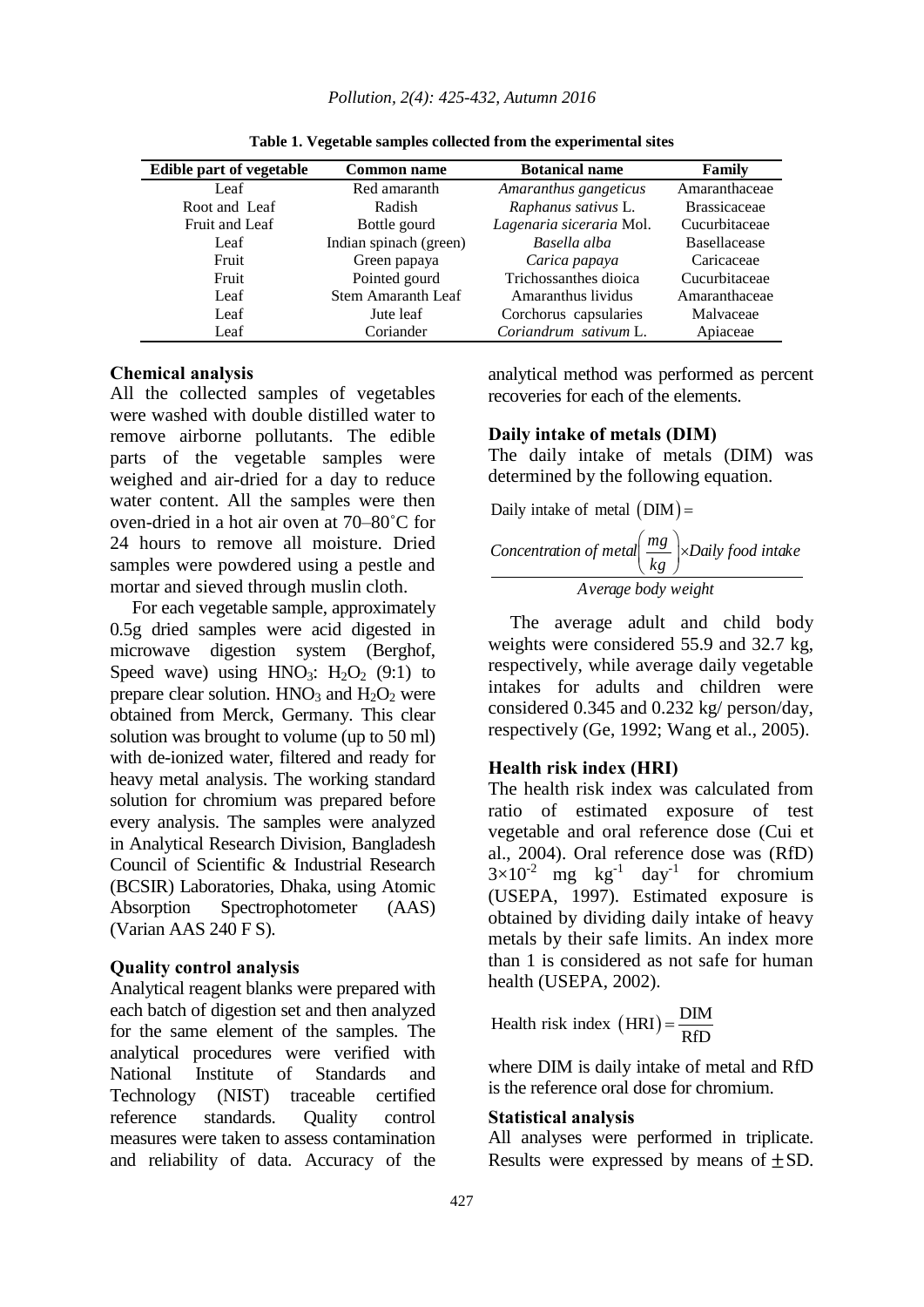**Table 1. Vegetable samples collected from the experimental sites**

| Edible part of vegetable | Common name | Botanical name | Family |
|---|---|---|---|
| Leaf | Red amaranth | *Amaranthus gangeticus* | Amaranthaceae |
| Root and Leaf | Radish | *Raphanus sativus* L. | Brassicaceae |
| Fruit and Leaf | Bottle gourd | *Lagenaria siceraria* Mol. | Cucurbitaceae |
| Leaf | Indian spinach (green) | *Basella alba* | Basellaceae |
| Fruit | Green papaya | *Carica papaya* | Caricaceae |
| Fruit | Pointed gourd | Trichossanthes dioica | Cucurbitaceae |
| Leaf | Stem Amaranth Leaf | Amaranthus lividus | Amaranthaceae |
| Leaf | Jute leaf | Corchorus capsularies | Malvaceae |
| Leaf | Coriander | *Coriandrum sativum* L. | Apiaceae |

### Chemical analysis

All the collected samples of vegetables were washed with double distilled water to remove airborne pollutants. The edible parts of the vegetable samples were weighed and air-dried for a day to reduce water content. All the samples were then oven-dried in a hot air oven at 70–80˚C for 24 hours to remove all moisture. Dried samples were powdered using a pestle and mortar and sieved through muslin cloth.

For each vegetable sample, approximately 0.5g dried samples were acid digested in microwave digestion system (Berghof, Speed wave) using $HNO_3$: $H_2O_2$ (9:1) to prepare clear solution. $HNO_3$ and $H_2O_2$ were obtained from Merck, Germany. This clear solution was brought to volume (up to 50 ml) with de-ionized water, filtered and ready for heavy metal analysis. The working standard solution for chromium was prepared before every analysis. The samples were analyzed in Analytical Research Division, Bangladesh Council of Scientific & Industrial Research (BCSIR) Laboratories, Dhaka, using Atomic Absorption Spectrophotometer (AAS) (Varian AAS 240 F S).

### Quality control analysis

Analytical reagent blanks were prepared with each batch of digestion set and then analyzed for the same element of the samples. The analytical procedures were verified with National Institute of Standards and Technology (NIST) traceable certified reference standards. Quality control measures were taken to assess contamination and reliability of data. Accuracy of the analytical method was performed as percent recoveries for each of the elements.

### Daily intake of metals (DIM)

The daily intake of metals (DIM) was determined by the following equation.

$$\text{Daily intake of metal (DIM)} = \frac{\textit{Concentration of metal}\left(\dfrac{mg}{kg}\right) \times \textit{Daily food intake}}{\textit{Average body weight}}$$

The average adult and child body weights were considered 55.9 and 32.7 kg, respectively, while average daily vegetable intakes for adults and children were considered 0.345 and 0.232 kg/ person/day, respectively (Ge, 1992; Wang et al., 2005).

### Health risk index (HRI)

The health risk index was calculated from ratio of estimated exposure of test vegetable and oral reference dose (Cui et al., 2004). Oral reference dose was (RfD) $3\times10^{-2}$ mg $kg^{-1}$ $day^{-1}$ for chromium (USEPA, 1997). Estimated exposure is obtained by dividing daily intake of heavy metals by their safe limits. An index more than 1 is considered as not safe for human health (USEPA, 2002).

$$\text{Health risk index (HRI)} = \frac{\text{DIM}}{\text{RfD}}$$

where DIM is daily intake of metal and RfD is the reference oral dose for chromium.

### Statistical analysis

All analyses were performed in triplicate. Results were expressed by means of $\pm$SD.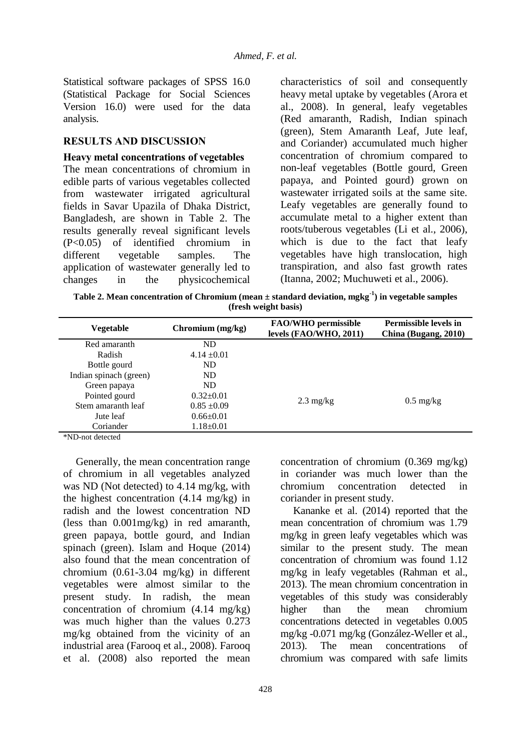Statistical software packages of SPSS 16.0 (Statistical Package for Social Sciences Version 16.0) were used for the data analysis.

## RESULTS AND DISCUSSION

### Heavy metal concentrations of vegetables

The mean concentrations of chromium in edible parts of various vegetables collected from wastewater irrigated agricultural fields in Savar Upazila of Dhaka District, Bangladesh, are shown in Table 2. The results generally reveal significant levels ($P<0.05$) of identified chromium in different vegetable samples. The application of wastewater generally led to changes in the physicochemical characteristics of soil and consequently heavy metal uptake by vegetables (Arora et al., 2008). In general, leafy vegetables (Red amaranth, Radish, Indian spinach (green), Stem Amaranth Leaf, Jute leaf, and Coriander) accumulated much higher concentration of chromium compared to non-leaf vegetables (Bottle gourd, Green papaya, and Pointed gourd) grown on wastewater irrigated soils at the same site. Leafy vegetables are generally found to accumulate metal to a higher extent than roots/tuberous vegetables (Li et al., 2006), which is due to the fact that leafy vegetables have high translocation, high transpiration, and also fast growth rates (Itanna, 2002; Muchuweti et al., 2006).

**Table 2. Mean concentration of Chromium (mean ± standard deviation, $mgkg^{-1}$) in vegetable samples (fresh weight basis)**

| Vegetable | Chromium (mg/kg) | FAO/WHO permissible levels (FAO/WHO, 2011) | Permissible levels in China (Bugang, 2010) |
|---|---|---|---|
| Red amaranth | ND | 2.3 mg/kg | 0.5 mg/kg |
| Radish | 4.14 ±0.01 | | |
| Bottle gourd | ND | | |
| Indian spinach (green) | ND | | |
| Green papaya | ND | | |
| Pointed gourd | 0.32±0.01 | | |
| Stem amaranth leaf | 0.85 ±0.09 | | |
| Jute leaf | 0.66±0.01 | | |
| Coriander | 1.18±0.01 | | |

*ND-not detected

Generally, the mean concentration range of chromium in all vegetables analyzed was ND (Not detected) to 4.14 mg/kg, with the highest concentration (4.14 mg/kg) in radish and the lowest concentration ND (less than 0.001mg/kg) in red amaranth, green papaya, bottle gourd, and Indian spinach (green). Islam and Hoque (2014) also found that the mean concentration of chromium (0.61-3.04 mg/kg) in different vegetables were almost similar to the present study. In radish, the mean concentration of chromium (4.14 mg/kg) was much higher than the values 0.273 mg/kg obtained from the vicinity of an industrial area (Farooq et al., 2008). Farooq et al. (2008) also reported the mean concentration of chromium (0.369 mg/kg) in coriander was much lower than the chromium concentration detected in coriander in present study.

Kananke et al. (2014) reported that the mean concentration of chromium was 1.79 mg/kg in green leafy vegetables which was similar to the present study. The mean concentration of chromium was found 1.12 mg/kg in leafy vegetables (Rahman et al., 2013). The mean chromium concentration in vegetables of this study was considerably higher than the mean chromium concentrations detected in vegetables 0.005 mg/kg -0.071 mg/kg (González-Weller et al., 2013). The mean concentrations of chromium was compared with safe limits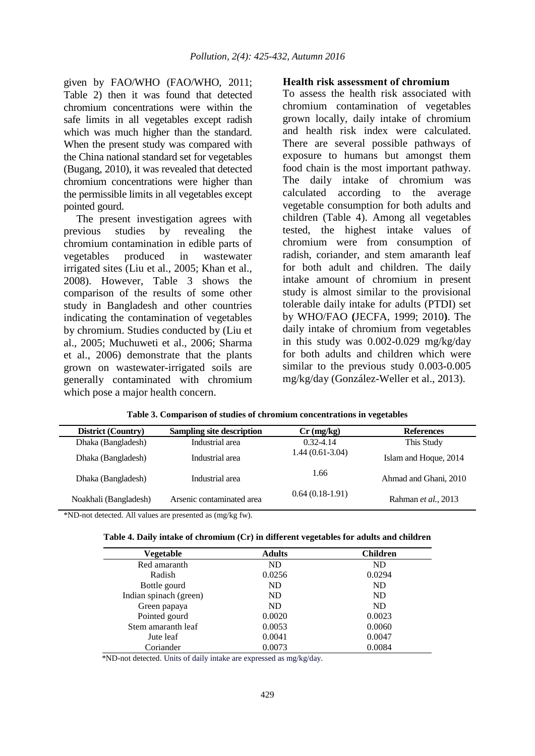given by FAO/WHO (FAO/WHO, 2011; Table 2) then it was found that detected chromium concentrations were within the safe limits in all vegetables except radish which was much higher than the standard. When the present study was compared with the China national standard set for vegetables (Bugang, 2010), it was revealed that detected chromium concentrations were higher than the permissible limits in all vegetables except pointed gourd.

The present investigation agrees with previous studies by revealing the chromium contamination in edible parts of vegetables produced in wastewater irrigated sites (Liu et al., 2005; Khan et al., 2008). However, Table 3 shows the comparison of the results of some other study in Bangladesh and other countries indicating the contamination of vegetables by chromium. Studies conducted by (Liu et al., 2005; Muchuweti et al., 2006; Sharma et al., 2006) demonstrate that the plants grown on wastewater-irrigated soils are generally contaminated with chromium which pose a major health concern.

### Health risk assessment of chromium

To assess the health risk associated with chromium contamination of vegetables grown locally, daily intake of chromium and health risk index were calculated. There are several possible pathways of exposure to humans but amongst them food chain is the most important pathway. The daily intake of chromium was calculated according to the average vegetable consumption for both adults and children (Table 4). Among all vegetables tested, the highest intake values of chromium were from consumption of radish, coriander, and stem amaranth leaf for both adult and children. The daily intake amount of chromium in present study is almost similar to the provisional tolerable daily intake for adults (PTDI) set by WHO/FAO **(**JECFA, 1999; 2010**)**. The daily intake of chromium from vegetables in this study was 0.002-0.029 mg/kg/day for both adults and children which were similar to the previous study 0.003-0.005 mg/kg/day (González-Weller et al., 2013).

**Table 3. Comparison of studies of chromium concentrations in vegetables**

| District (Country) | Sampling site description | Cr (mg/kg) | References |
|---|---|---|---|
| Dhaka (Bangladesh) | Industrial area | 0.32-4.14 | This Study |
| Dhaka (Bangladesh) | Industrial area | 1.44 (0.61-3.04) | Islam and Hoque, 2014 |
| Dhaka (Bangladesh) | Industrial area | 1.66 | Ahmad and Ghani, 2010 |
| Noakhali (Bangladesh) | Arsenic contaminated area | 0.64 (0.18-1.91) | Rahman *et al.*, 2013 |

*ND-not detected. All values are presented as (mg/kg fw).

**Table 4. Daily intake of chromium (Cr) in different vegetables for adults and children**

| Vegetable | Adults | Children |
|---|---|---|
| Red amaranth | ND | ND |
| Radish | 0.0256 | 0.0294 |
| Bottle gourd | ND | ND |
| Indian spinach (green) | ND | ND |
| Green papaya | ND | ND |
| Pointed gourd | 0.0020 | 0.0023 |
| Stem amaranth leaf | 0.0053 | 0.0060 |
| Jute leaf | 0.0041 | 0.0047 |
| Coriander | 0.0073 | 0.0084 |

*ND-not detected. Units of daily intake are expressed as mg/kg/day.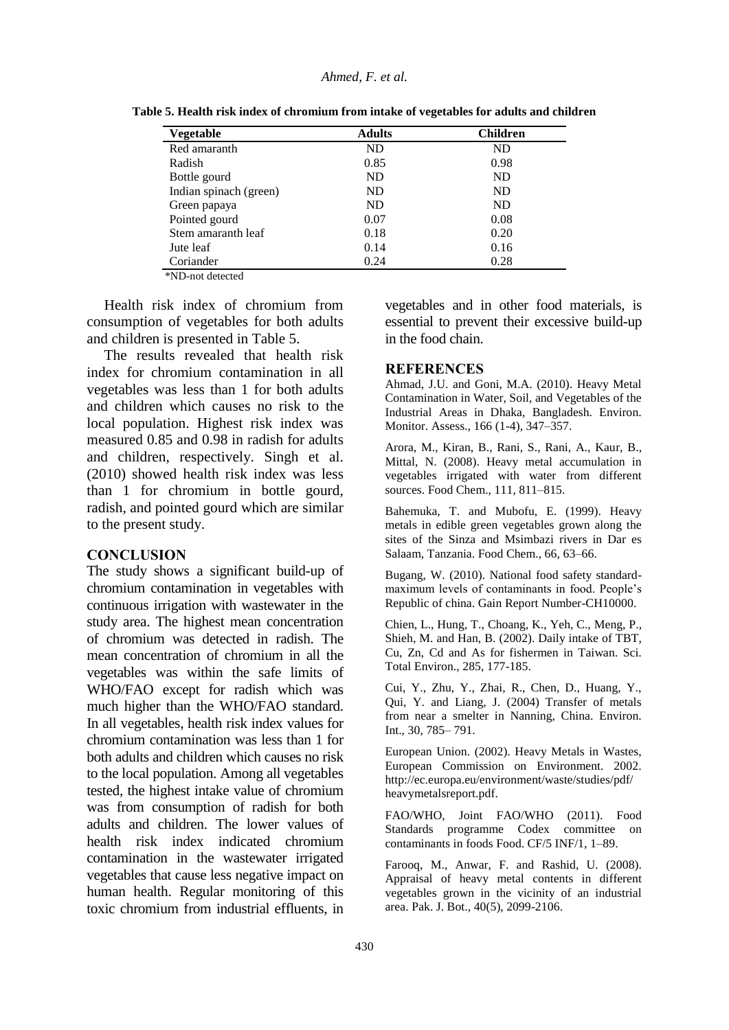**Table 5. Health risk index of chromium from intake of vegetables for adults and children**

| Vegetable | Adults | Children |
|---|---|---|
| Red amaranth | ND | ND |
| Radish | 0.85 | 0.98 |
| Bottle gourd | ND | ND |
| Indian spinach (green) | ND | ND |
| Green papaya | ND | ND |
| Pointed gourd | 0.07 | 0.08 |
| Stem amaranth leaf | 0.18 | 0.20 |
| Jute leaf | 0.14 | 0.16 |
| Coriander | 0.24 | 0.28 |

*ND-not detected

Health risk index of chromium from consumption of vegetables for both adults and children is presented in Table 5.

The results revealed that health risk index for chromium contamination in all vegetables was less than 1 for both adults and children which causes no risk to the local population. Highest risk index was measured 0.85 and 0.98 in radish for adults and children, respectively. Singh et al. (2010) showed health risk index was less than 1 for chromium in bottle gourd, radish, and pointed gourd which are similar to the present study.

## CONCLUSION

The study shows a significant build-up of chromium contamination in vegetables with continuous irrigation with wastewater in the study area. The highest mean concentration of chromium was detected in radish. The mean concentration of chromium in all the vegetables was within the safe limits of WHO/FAO except for radish which was much higher than the WHO/FAO standard. In all vegetables, health risk index values for chromium contamination was less than 1 for both adults and children which causes no risk to the local population. Among all vegetables tested, the highest intake value of chromium was from consumption of radish for both adults and children. The lower values of health risk index indicated chromium contamination in the wastewater irrigated vegetables that cause less negative impact on human health. Regular monitoring of this toxic chromium from industrial effluents, in vegetables and in other food materials, is essential to prevent their excessive build-up in the food chain.

## REFERENCES

Ahmad, J.U. and Goni, M.A. (2010). Heavy Metal Contamination in Water, Soil, and Vegetables of the Industrial Areas in Dhaka, Bangladesh. Environ. Monitor. Assess., 166 (1-4), 347–357.

Arora, M., Kiran, B., Rani, S., Rani, A., Kaur, B., Mittal, N. (2008). Heavy metal accumulation in vegetables irrigated with water from different sources. Food Chem., 111, 811–815.

Bahemuka, T. and Mubofu, E. (1999). Heavy metals in edible green vegetables grown along the sites of the Sinza and Msimbazi rivers in Dar es Salaam, Tanzania. Food Chem., 66, 63–66.

Bugang, W. (2010). National food safety standard-maximum levels of contaminants in food. People's Republic of china. Gain Report Number-CH10000.

Chien, L., Hung, T., Choang, K., Yeh, C., Meng, P., Shieh, M. and Han, B. (2002). Daily intake of TBT, Cu, Zn, Cd and As for fishermen in Taiwan. Sci. Total Environ., 285, 177-185.

Cui, Y., Zhu, Y., Zhai, R., Chen, D., Huang, Y., Qui, Y. and Liang, J. (2004) Transfer of metals from near a smelter in Nanning, China. Environ. Int., 30, 785– 791.

European Union. (2002). Heavy Metals in Wastes, European Commission on Environment. 2002. http://ec.europa.eu/environment/waste/studies/pdf/heavymetalsreport.pdf.

FAO/WHO, Joint FAO/WHO (2011). Food Standards programme Codex committee on contaminants in foods Food. CF/5 INF/1, 1–89.

Farooq, M., Anwar, F. and Rashid, U. (2008). Appraisal of heavy metal contents in different vegetables grown in the vicinity of an industrial area. Pak. J. Bot., 40(5), 2099-2106.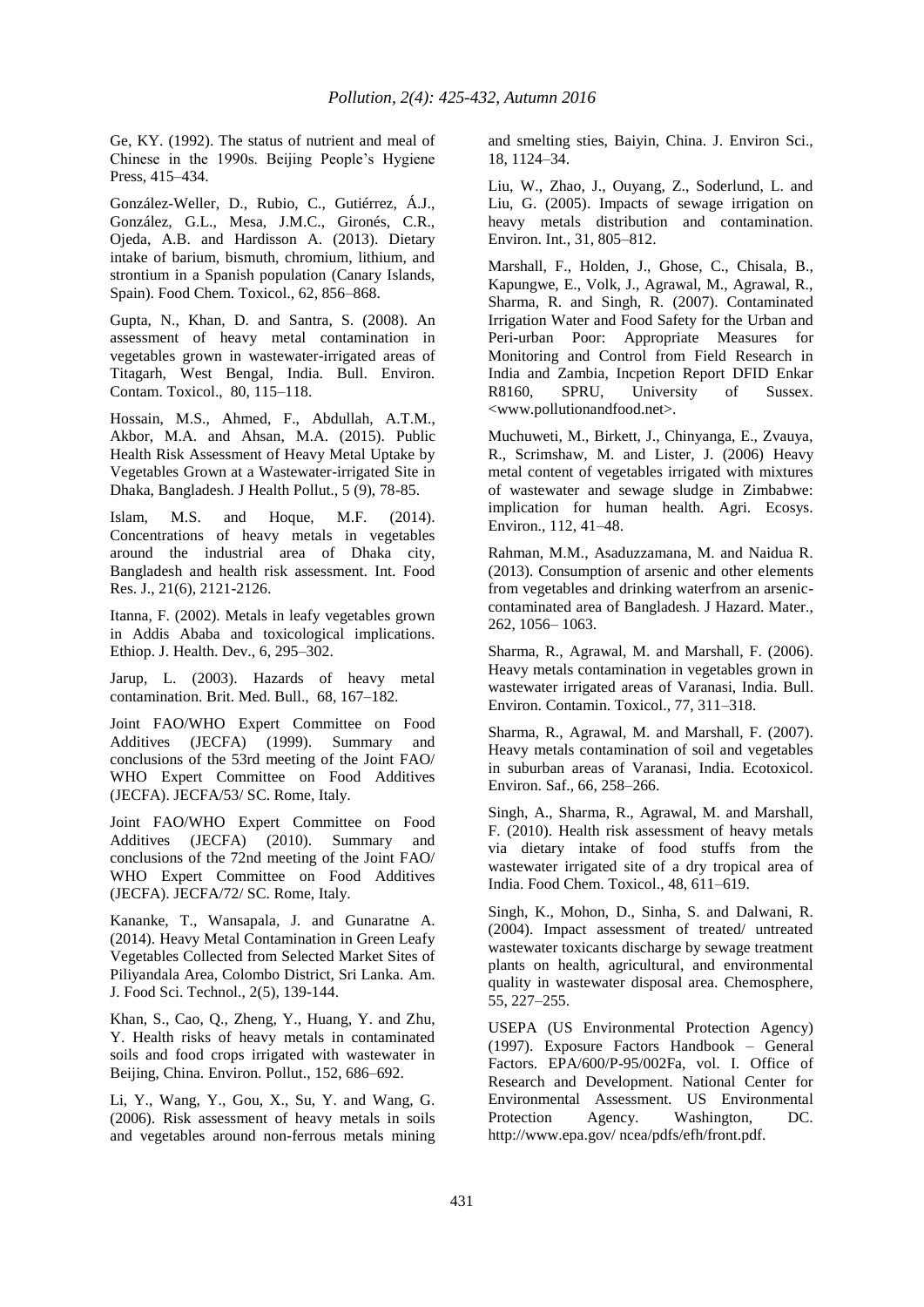Ge, KY. (1992). The status of nutrient and meal of Chinese in the 1990s. Beijing People's Hygiene Press, 415–434.

González-Weller, D., Rubio, C., Gutiérrez, Á.J., González, G.L., Mesa, J.M.C., Gironés, C.R., Ojeda, A.B. and Hardisson A. (2013). Dietary intake of barium, bismuth, chromium, lithium, and strontium in a Spanish population (Canary Islands, Spain). Food Chem. Toxicol., 62, 856–868.

Gupta, N., Khan, D. and Santra, S. (2008). An assessment of heavy metal contamination in vegetables grown in wastewater-irrigated areas of Titagarh, West Bengal, India. Bull. Environ. Contam. Toxicol., 80, 115–118.

Hossain, M.S., Ahmed, F., Abdullah, A.T.M., Akbor, M.A. and Ahsan, M.A. (2015). Public Health Risk Assessment of Heavy Metal Uptake by Vegetables Grown at a Wastewater-irrigated Site in Dhaka, Bangladesh. J Health Pollut., 5 (9), 78-85.

Islam, M.S. and Hoque, M.F. (2014). Concentrations of heavy metals in vegetables around the industrial area of Dhaka city, Bangladesh and health risk assessment. Int. Food Res. J., 21(6), 2121-2126.

Itanna, F. (2002). Metals in leafy vegetables grown in Addis Ababa and toxicological implications. Ethiop. J. Health. Dev., 6, 295–302.

Jarup, L. (2003). Hazards of heavy metal contamination. Brit. Med. Bull., 68, 167–182.

Joint FAO/WHO Expert Committee on Food Additives (JECFA) (1999). Summary and conclusions of the 53rd meeting of the Joint FAO/ WHO Expert Committee on Food Additives (JECFA). JECFA/53/ SC. Rome, Italy.

Joint FAO/WHO Expert Committee on Food Additives (JECFA) (2010). Summary and conclusions of the 72nd meeting of the Joint FAO/ WHO Expert Committee on Food Additives (JECFA). JECFA/72/ SC. Rome, Italy.

Kananke, T., Wansapala, J. and Gunaratne A. (2014). Heavy Metal Contamination in Green Leafy Vegetables Collected from Selected Market Sites of Piliyandala Area, Colombo District, Sri Lanka. Am. J. Food Sci. Technol., 2(5), 139-144.

Khan, S., Cao, Q., Zheng, Y., Huang, Y. and Zhu, Y. Health risks of heavy metals in contaminated soils and food crops irrigated with wastewater in Beijing, China. Environ. Pollut., 152, 686–692.

Li, Y., Wang, Y., Gou, X., Su, Y. and Wang, G. (2006). Risk assessment of heavy metals in soils and vegetables around non-ferrous metals mining and smelting sties, Baiyin, China. J. Environ Sci., 18, 1124–34.

Liu, W., Zhao, J., Ouyang, Z., Soderlund, L. and Liu, G. (2005). Impacts of sewage irrigation on heavy metals distribution and contamination. Environ. Int., 31, 805–812.

Marshall, F., Holden, J., Ghose, C., Chisala, B., Kapungwe, E., Volk, J., Agrawal, M., Agrawal, R., Sharma, R. and Singh, R. (2007). Contaminated Irrigation Water and Food Safety for the Urban and Peri-urban Poor: Appropriate Measures for Monitoring and Control from Field Research in India and Zambia, Incpetion Report DFID Enkar R8160, SPRU, University of Sussex. <www.pollutionandfood.net>.

Muchuweti, M., Birkett, J., Chinyanga, E., Zvauya, R., Scrimshaw, M. and Lister, J. (2006) Heavy metal content of vegetables irrigated with mixtures of wastewater and sewage sludge in Zimbabwe: implication for human health. Agri. Ecosys. Environ., 112, 41–48.

Rahman, M.M., Asaduzzamana, M. and Naidua R. (2013). Consumption of arsenic and other elements from vegetables and drinking waterfrom an arsenic-contaminated area of Bangladesh. J Hazard. Mater., 262, 1056– 1063.

Sharma, R., Agrawal, M. and Marshall, F. (2006). Heavy metals contamination in vegetables grown in wastewater irrigated areas of Varanasi, India. Bull. Environ. Contamin. Toxicol., 77, 311–318.

Sharma, R., Agrawal, M. and Marshall, F. (2007). Heavy metals contamination of soil and vegetables in suburban areas of Varanasi, India. Ecotoxicol. Environ. Saf., 66, 258–266.

Singh, A., Sharma, R., Agrawal, M. and Marshall, F. (2010). Health risk assessment of heavy metals via dietary intake of food stuffs from the wastewater irrigated site of a dry tropical area of India. Food Chem. Toxicol., 48, 611–619.

Singh, K., Mohon, D., Sinha, S. and Dalwani, R. (2004). Impact assessment of treated/ untreated wastewater toxicants discharge by sewage treatment plants on health, agricultural, and environmental quality in wastewater disposal area. Chemosphere, 55, 227–255.

USEPA (US Environmental Protection Agency) (1997). Exposure Factors Handbook – General Factors. EPA/600/P-95/002Fa, vol. I. Office of Research and Development. National Center for Environmental Assessment. US Environmental Protection Agency. Washington, DC. http://www.epa.gov/ ncea/pdfs/efh/front.pdf.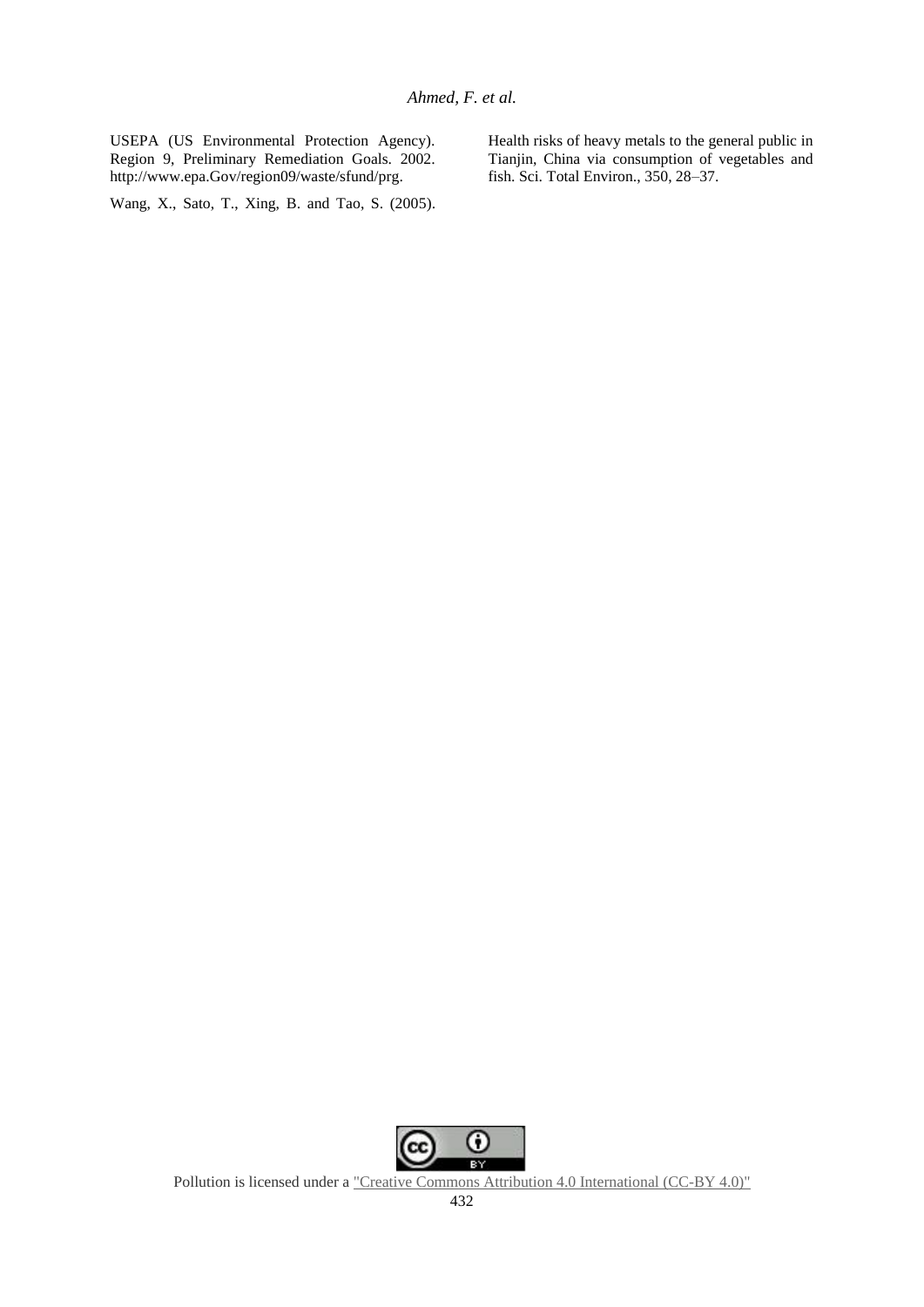USEPA (US Environmental Protection Agency). Region 9, Preliminary Remediation Goals. 2002. http://www.epa.Gov/region09/waste/sfund/prg.

Wang, X., Sato, T., Xing, B. and Tao, S. (2005). Health risks of heavy metals to the general public in Tianjin, China via consumption of vegetables and fish. Sci. Total Environ., 350, 28–37.

Pollution is licensed under a "Creative Commons Attribution 4.0 International (CC-BY 4.0)"